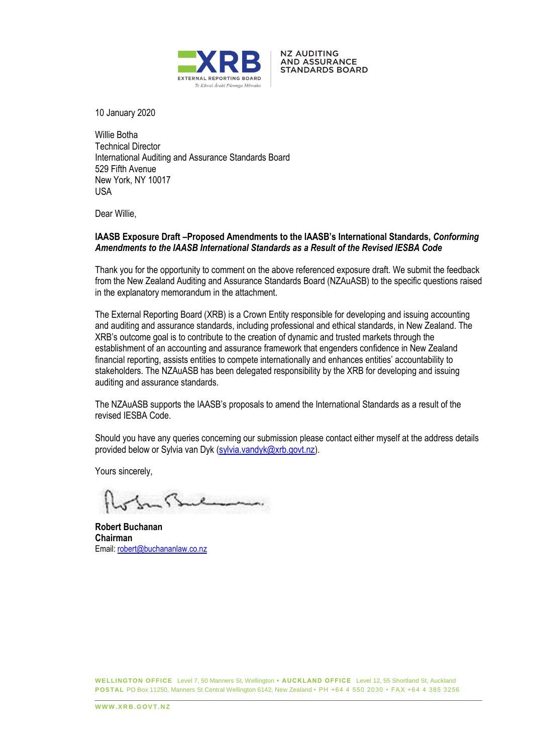NZ AUDITING AND ASSURANCE STANDARDS BOARD

10 January 2020

Willie Botha
Technical Director
International Auditing and Assurance Standards Board
529 Fifth Avenue
New York, NY 10017
USA

Dear Willie,

**IAASB Exposure Draft –Proposed Amendments to the IAASB's International Standards, *Conforming Amendments to the IAASB International Standards as a Result of the Revised IESBA Code***

Thank you for the opportunity to comment on the above referenced exposure draft. We submit the feedback from the New Zealand Auditing and Assurance Standards Board (NZAuASB) to the specific questions raised in the explanatory memorandum in the attachment.

The External Reporting Board (XRB) is a Crown Entity responsible for developing and issuing accounting and auditing and assurance standards, including professional and ethical standards, in New Zealand. The XRB's outcome goal is to contribute to the creation of dynamic and trusted markets through the establishment of an accounting and assurance framework that engenders confidence in New Zealand financial reporting, assists entities to compete internationally and enhances entities' accountability to stakeholders. The NZAuASB has been delegated responsibility by the XRB for developing and issuing auditing and assurance standards.

The NZAuASB supports the IAASB's proposals to amend the International Standards as a result of the revised IESBA Code.

Should you have any queries concerning our submission please contact either myself at the address details provided below or Sylvia van Dyk (sylvia.vandyk@xrb.govt.nz).

Yours sincerely,

**Robert Buchanan**
**Chairman**
Email: robert@buchananlaw.co.nz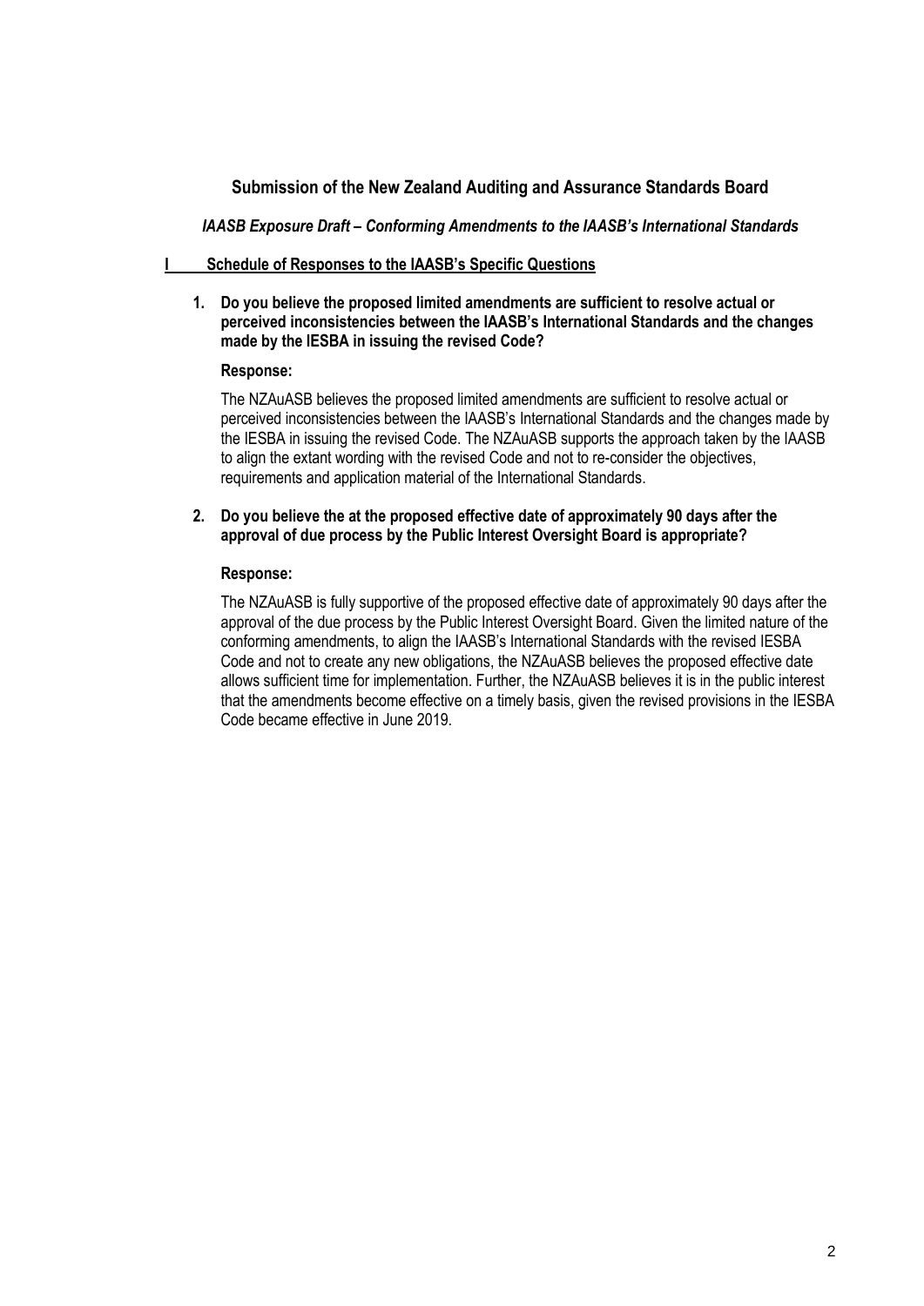## Submission of the New Zealand Auditing and Assurance Standards Board

***IAASB Exposure Draft – Conforming Amendments to the IAASB's International Standards***

### I Schedule of Responses to the IAASB's Specific Questions

**1. Do you believe the proposed limited amendments are sufficient to resolve actual or perceived inconsistencies between the IAASB's International Standards and the changes made by the IESBA in issuing the revised Code?**

**Response:**

The NZAuASB believes the proposed limited amendments are sufficient to resolve actual or perceived inconsistencies between the IAASB's International Standards and the changes made by the IESBA in issuing the revised Code. The NZAuASB supports the approach taken by the IAASB to align the extant wording with the revised Code and not to re-consider the objectives, requirements and application material of the International Standards.

**2. Do you believe the at the proposed effective date of approximately 90 days after the approval of due process by the Public Interest Oversight Board is appropriate?**

**Response:**

The NZAuASB is fully supportive of the proposed effective date of approximately 90 days after the approval of the due process by the Public Interest Oversight Board. Given the limited nature of the conforming amendments, to align the IAASB's International Standards with the revised IESBA Code and not to create any new obligations, the NZAuASB believes the proposed effective date allows sufficient time for implementation. Further, the NZAuASB believes it is in the public interest that the amendments become effective on a timely basis, given the revised provisions in the IESBA Code became effective in June 2019.